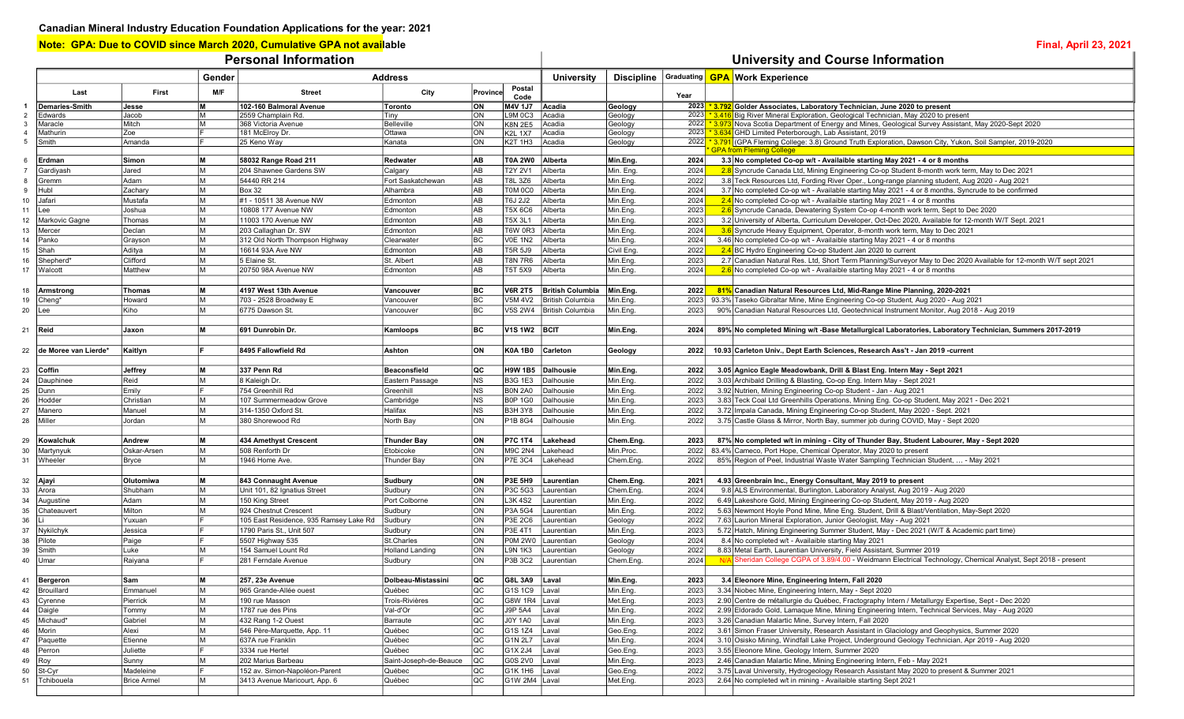# Canadian Mineral Industry Education Foundation Applications for the year: 2021

**Note: GPA: Due to COVID since March 2020, Cumulative GPA not available**

**Final, April 23, 2021**

| | Personal Information | | | | | | | University and Course Information | | | | |
|---|---|---|---|---|---|---|---|---|---|---|---|---|
| | | | Gender | Address | | | | University | Discipline | Graduating | GPA | Work Experience |
| | Last | First | M/F | Street | City | Province | Postal Code | | | Year | | |
| 1 | **Demaries-Smith** | **Jesse** | **M** | **102-160 Balmoral Avenue** | **Toronto** | **ON** | **M4V 1J7** | **Acadia** | **Geology** | **2023** | **\* 3.792** | **Golder Associates, Laboratory Technician, June 2020 to present** |
| 2 | Edwards | Jacob | M | 2559 Champlain Rd. | Tiny | ON | L9M 0C3 | Acadia | Geology | 2023 | * 3.416 | Big River Mineral Exploration, Geological Technician, May 2020 to present |
| 3 | Maracle | Mitch | M | 368 Victoria Avenue | Belleville | ON | K8N 2E5 | Acadia | Geology | 2022 | * 3.973 | Nova Scotia Department of Energy and Mines, Geological Survey Assistant, May 2020-Sept 2020 |
| 4 | Mathurin | Zoe | F | 181 McElroy Dr. | Ottawa | ON | K2L 1X7 | Acadia | Geology | 2023 | * 3.634 | GHD Limited Peterborough, Lab Assistant, 2019 |
| 5 | Smith | Amanda | F | 25 Keno Way | Kanata | ON | K2T 1H3 | Acadia | Geology | 2022 | * 3.791 | (GPA Fleming College: 3.8) Ground Truth Exploration, Dawson City, Yukon, Soil Sampler, 2019-2020 |
| | | | | | | | | | | | * GPA from Fleming College | |
| 6 | **Erdman** | **Simon** | **M** | **58032 Range Road 211** | **Redwater** | **AB** | **T0A 2W0** | **Alberta** | **Min.Eng.** | **2024** | **3.3** | **No completed Co-op w/t - Availaible starting May 2021 - 4 or 8 months** |
| 7 | Gardiyash | Jared | M | 204 Shawnee Gardens SW | Calgary | AB | T2Y 2V1 | Alberta | Min. Eng. | 2024 | 2.8 | Syncrude Canada Ltd, Mining Engineering Co-op Student 8-month work term, May to Dec 2021 |
| 8 | Gremm | Adam | M | 54440 RR 214 | Fort Saskatchewan | AB | T8L 3Z6 | Alberta | Min.Eng. | 2022 | 3.8 | Teck Resources Ltd, Fording River Oper., Long-range planning student, Aug 2020 - Aug 2021 |
| 9 | Hubl | Zachary | M | Box 32 | Alhambra | AB | T0M 0C0 | Alberta | Min.Eng. | 2024 | 3.7 | No completed Co-op w/t - Available starting May 2021 - 4 or 8 months, Syncrude to be confirmed |
| 10 | Jafari | Mustafa | M | #1 - 10511 38 Avenue NW | Edmonton | AB | T6J 2J2 | Alberta | Min.Eng. | 2024 | 2.4 | No completed Co-op w/t - Availaible starting May 2021 - 4 or 8 months |
| 11 | Lee | Joshua | M | 10808 177 Avenue NW | Edmonton | AB | T5X 6C6 | Alberta | Min.Eng. | 2023 | 2.6 | Syncrude Canada, Dewatering System Co-op 4-month work term, Sept to Dec 2020 |
| 12 | Markovic Gagne | Thomas | M | 11003 170 Avenue NW | Edmonton | AB | T5X 3L1 | Alberta | Min.Eng. | 2023 | 3.2 | University of Alberta, Curriculum Developer, Oct-Dec 2020, Available for 12-month W/T Sept. 2021 |
| 13 | Mercer | Declan | M | 203 Callaghan Dr. SW | Edmonton | AB | T6W 0R3 | Alberta | Min.Eng. | 2024 | 3.6 | Syncrude Heavy Equipment, Operator, 8-month work term, May to Dec 2021 |
| 14 | Panko | Grayson | M | 312 Old North Thompson Highway | Clearwater | BC | V0E 1N2 | Alberta | Min.Eng. | 2024 | 3.46 | No completed Co-op w/t - Availaible starting May 2021 - 4 or 8 months |
| 15 | Shah | Aditya | M | 16614 93A Ave NW | Edmonton | AB | T5R 5J9 | Alberta | Civil Eng. | 2022 | 2.4 | BC Hydro Engineering Co-op Student Jan 2020 to current |
| 16 | Shepherd* | Clifford | M | 5 Elaine St. | St. Albert | AB | T8N 7R6 | Alberta | Min.Eng. | 2023 | 2.7 | Canadian Natural Res. Ltd, Short Term Planning/Surveyor May to Dec 2020 Available for 12-month W/T sept 2021 |
| 17 | Walcott | Matthew | M | 20750 98A Avenue NW | Edmonton | AB | T5T 5X9 | Alberta | Min.Eng. | 2024 | 2.6 | No completed Co-op w/t - Availaible starting May 2021 - 4 or 8 months |
| 18 | **Armstrong** | **Thomas** | **M** | **4197 West 13th Avenue** | **Vancouver** | **BC** | **V6R 2T5** | **British Columbia** | **Min.Eng.** | **2022** | **81%** | **Canadian Natural Resources Ltd, Mid-Range Mine Planning, 2020-2021** |
| 19 | Cheng* | Howard | M | 703 - 2528 Broadway E | Vancouver | BC | V5M 4V2 | British Columbia | Min.Eng. | 2023 | 93.3% | Taseko Gibraltar Mine, Mine Engineering Co-op Student, Aug 2020 - Aug 2021 |
| 20 | Lee | Kiho | M | 6775 Dawson St. | Vancouver | BC | V5S 2W4 | British Columbia | Min.Eng. | 2023 | 90% | Canadian Natural Resources Ltd, Geotechnical Instrument Monitor, Aug 2018 - Aug 2019 |
| 21 | **Reid** | **Jaxon** | **M** | **691 Dunrobin Dr.** | **Kamloops** | **BC** | **V1S 1W2** | **BCIT** | **Min.Eng.** | **2024** | **89%** | **No completed Mining w/t -Base Metallurgical Laboratories, Laboratory Technician, Summers 2017-2019** |
| 22 | **de Moree van Lierde*** | **Kaitlyn** | **F** | **8495 Fallowfield Rd** | **Ashton** | **ON** | **K0A 1B0** | **Carleton** | **Geology** | **2022** | **10.93** | **Carleton Univ., Dept Earth Sciences, Research Ass't - Jan 2019 -current** |
| 23 | **Coffin** | **Jeffrey** | **M** | **337 Penn Rd** | **Beaconsfield** | **QC** | **H9W 1B5** | **Dalhousie** | **Min.Eng.** | **2022** | **3.05** | **Agnico Eagle Meadowbank, Drill & Blast Eng. Intern May - Sept 2021** |
| 24 | Dauphinee | Reid | M | 8 Kaleigh Dr. | Eastern Passage | NS | B3G 1E3 | Dalhousie | Min.Eng. | 2022 | 3.03 | Archibald Drilling & Blasting, Co-op Eng. Intern May - Sept 2021 |
| 25 | Dunn | Emily | F | 754 Greenhill Rd | Greenhill | NS | B0N 2A0 | Dalhousie | Min.Eng. | 2022 | 3.92 | Nutrien, Mining Engineering Co-op Student - Jan - Aug 2021 |
| 26 | Hodder | Christian | M | 107 Summermeadow Grove | Cambridge | NS | B0P 1G0 | Dalhousie | Min.Eng. | 2023 | 3.83 | Teck Coal Ltd Greenhills Operations, Mining Eng. Co-op Student, May 2021 - Dec 2021 |
| 27 | Manero | Manuel | M | 314-1350 Oxford St. | Halifax | NS | B3H 3Y8 | Dalhousie | Min.Eng. | 2022 | 3.72 | Impala Canada, Mining Engineering Co-op Student, May 2020 - Sept. 2021 |
| 28 | Miller | Jordan | M | 380 Shorewood Rd | North Bay | ON | P1B 8G4 | Dalhousie | Min.Eng. | 2022 | 3.75 | Castle Glass & Mirror, North Bay, summer job during COVID, May - Sept 2020 |
| 29 | **Kowalchuk** | **Andrew** | **M** | **434 Amethyst Crescent** | **Thunder Bay** | **ON** | **P7C 1T4** | **Lakehead** | **Chem.Eng.** | **2023** | **87%** | **No completed w/t in mining - City of Thunder Bay, Student Labourer, May - Sept 2020** |
| 30 | Martynyuk | Oskar-Arsen | M | 508 Renforth Dr | Etobicoke | ON | M9C 2N4 | Lakehead | Min.Proc. | 2022 | 83.4% | Cameco, Port Hope, Chemical Operator, May 2020 to present |
| 31 | Wheeler | Bryce | M | 1946 Home Ave. | Thunder Bay | ON | P7E 3C4 | Lakehead | Chem.Eng. | 2022 | 85% | Region of Peel, Industrial Waste Water Sampling Technician Student, … - May 2021 |
| 32 | **Ajayi** | **Olutomiwa** | **M** | **843 Connaught Avenue** | **Sudbury** | **ON** | **P3E 5H9** | **Laurentian** | **Chem.Eng.** | **2021** | **4.93** | **Greenbrain Inc., Energy Consultant, May 2019 to present** |
| 33 | Arora | Shubham | M | Unit 101, 82 Ignatius Street | Sudbury | ON | P3C 5G3 | Laurentian | Chem.Eng. | 2024 | 9.8 | ALS Environmental, Burlington, Laboratory Analyst, Aug 2019 - Aug 2020 |
| 34 | Augustine | Adam | M | 150 King Street | Port Colborne | ON | L3K 4S2 | Laurentian | Min.Eng. | 2022 | 6.49 | Lakeshore Gold, Mining Engineering Co-op Student, May 2019 - Aug 2020 |
| 35 | Chateauvert | Milton | M | 924 Chestnut Crescent | Sudbury | ON | P3A 5G4 | Laurentian | Min.Eng. | 2022 | 5.63 | Newmont Hoyle Pond Mine, Mine Eng. Student, Drill & Blast/Ventilation, May-Sept 2020 |
| 36 | Li | Yuxuan | F | 105 East Residence, 935 Ramsey Lake Rd | Sudbury | ON | P3E 2C6 | Laurentian | Geology | 2022 | 7.63 | Laurion Mineral Exploration, Junior Geologist, May - Aug 2021 |
| 37 | Nykilchyk | Jessica | F | 1790 Paris St., Unit 507 | Sudbury | ON | P3E 4T1 | Laurentian | Min.Eng. | 2023 | 5.72 | Hatch, Mining Engineering Summer Student, May - Dec 2021 (W/T & Academic part time) |
| 38 | Pilote | Paige | F | 5507 Highway 535 | St.Charles | ON | P0M 2W0 | Laurentian | Geology | 2024 | 8.4 | No completed w/t - Availaible starting May 2021 |
| 39 | Smith | Luke | M | 154 Samuel Lount Rd | Holland Landing | ON | L9N 1K3 | Laurentian | Geology | 2022 | 8.83 | Metal Earth, Laurentian University, Field Assistant, Summer 2019 |
| 40 | Umar | Raiyana | F | 281 Ferndale Avenue | Sudbury | ON | P3B 3C2 | Laurentian | Chem.Eng. | 2024 | N/A | Sheridan College CGPA of 3.89/4.00 - Weidmann Electrical Technology, Chemical Analyst, Sept 2018 - present |
| 41 | **Bergeron** | **Sam** | **M** | **257, 23e Avenue** | **Dolbeau-Mistassini** | **QC** | **G8L 3A9** | **Laval** | **Min.Eng.** | **2023** | **3.4** | **Eleonore Mine, Engineering Intern, Fall 2020** |
| 42 | Brouillard | Emmanuel | M | 965 Grande-Allée ouest | Québec | QC | G1S 1C9 | Laval | Min.Eng. | 2023 | 3.34 | Niobec Mine, Engineering Intern, May - Sept 2020 |
| 43 | Cyrenne | Pierrick | M | 190 rue Masson | Trois-Rivières | QC | G8W 1R4 | Laval | Met.Eng. | 2023 | 2.90 | Centre de métallurgie du Québec, Fractography Intern / Metallurgy Expertise, Sept - Dec 2020 |
| 44 | Daigle | Tommy | M | 1787 rue des Pins | Val-d'Or | QC | J9P 5A4 | Laval | Min.Eng. | 2022 | 2.99 | Eldorado Gold, Lamaque Mine, Mining Engineering Intern, Technical Services, May - Aug 2020 |
| 45 | Michaud* | Gabriel | M | 432 Rang 1-2 Ouest | Barraute | QC | J0Y 1A0 | Laval | Min.Eng. | 2023 | 3.26 | Canadian Malartic Mine, Survey Intern, Fall 2020 |
| 46 | Morin | Alexi | M | 546 Père-Marquette, App. 11 | Québec | QC | G1S 1Z4 | Laval | Geo.Eng. | 2022 | 3.61 | Simon Fraser University, Research Assistant in Glaciology and Geophysics, Summer 2020 |
| 47 | Paquette | Etienne | M | 637A rue Franklin | Québec | QC | G1N 2L7 | Laval | Min.Eng. | 2024 | 3.10 | Osisko Mining, Windfall Lake Project, Underground Geology Technician, Apr 2019 - Aug 2020 |
| 48 | Perron | Juliette | F | 3334 rue Hertel | Québec | QC | G1X 2J4 | Laval | Geo.Eng. | 2023 | 3.55 | Eleonore Mine, Geology Intern, Summer 2020 |
| 49 | Roy | Sunny | M | 202 Marius Barbeau | Saint-Joseph-de-Beauce | QC | G0S 2V0 | Laval | Min.Eng. | 2023 | 2.46 | Canadian Malartic Mine, Mining Engineering Intern, Feb - May 2021 |
| 50 | St-Cyr | Madeleine | F | 152 av. Simon-Napoléon-Parent | Québec | QC | G1K 1H6 | Laval | Geo.Eng. | 2022 | 3.75 | Laval University, Hydrogeology Research Assistant May 2020 to present & Summer 2021 |
| 51 | Tchibouela | Brice Armel | M | 3413 Avenue Maricourt, App. 6 | Québec | QC | G1W 2M4 | Laval | Met.Eng. | 2023 | 2.64 | No completed w/t in mining - Availaible starting Sept 2021 |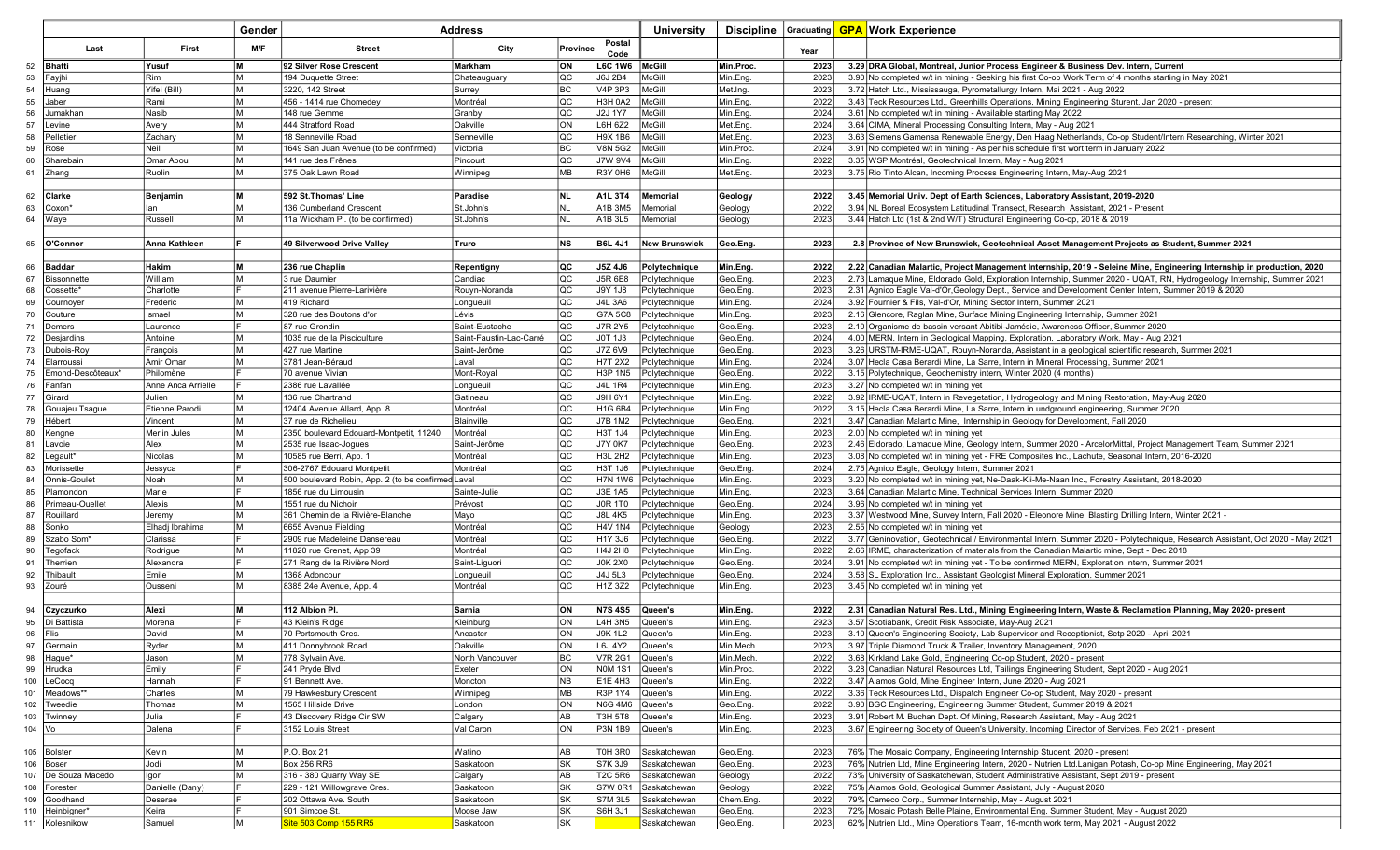| | | | Gender | Address | | | | University | Discipline | Graduating | GPA | Work Experience |
|---|---|---|---|---|---|---|---|---|---|---|---|---|
| | Last | First | M/F | Street | City | Province | Postal Code | | | Year | | |
| 52 | **Bhatti** | **Yusuf** | **M** | **92 Silver Rose Crescent** | **Markham** | **ON** | **L6C 1W6** | **McGill** | **Min.Proc.** | **2023** | **3.29** | **DRA Global, Montréal, Junior Process Engineer & Business Dev. Intern, Current** |
| 53 | Fayjhi | Rim | M | 194 Duquette Street | Chateauguary | QC | J6J 2B4 | McGill | Min.Eng. | 2023 | 3.90 | No completed w/t in mining - Seeking his first Co-op Work Term of 4 months starting in May 2021 |
| 54 | Huang | Yifei (Bill) | M | 3220, 142 Street | Surrey | BC | V4P 3P3 | McGill | Met.Ing. | 2023 | 3.72 | Hatch Ltd., Mississauga, Pyrometallurgy Intern, Mai 2021 - Aug 2022 |
| 55 | Jaber | Rami | M | 456 - 1414 rue Chomedey | Montréal | QC | H3H 0A2 | McGill | Min.Eng. | 2022 | 3.43 | Teck Resources Ltd., Greenhills Operations, Mining Engineering Sturent, Jan 2020 - present |
| 56 | Jumakhan | Nasib | M | 148 rue Gemme | Granby | QC | J2J 1Y7 | McGill | Min.Eng. | 2024 | 3.61 | No completed w/t in mining - Availaible starting May 2022 |
| 57 | Levine | Avery | M | 444 Stratford Road | Oakville | ON | L6H 6Z2 | McGill | Met.Eng. | 2024 | 3.64 | CIMA, Mineral Processing Consulting Intern, May - Aug 2021 |
| 58 | Pelletier | Zachary | M | 18 Senneville Road | Senneville | QC | H9X 1B6 | McGill | Met.Eng. | 2023 | 3.63 | Siemens Gamensa Renewable Energy, Den Haag Netherlands, Co-op Student/Intern Researching, Winter 2021 |
| 59 | Rose | Neil | M | 1649 San Juan Avenue (to be confirmed) | Victoria | BC | V8N 5G2 | McGill | Min.Proc. | 2024 | 3.91 | No completed w/t in mining - As per his schedule first wort term in January 2022 |
| 60 | Sharebain | Omar Abou | M | 141 rue des Frênes | Pincourt | QC | J7W 9V4 | McGill | Min.Eng. | 2022 | 3.35 | WSP Montréal, Geotechnical Intern, May - Aug 2021 |
| 61 | Zhang | Ruolin | M | 375 Oak Lawn Road | Winnipeg | MB | R3Y 0H6 | McGill | Met.Eng. | 2023 | 3.75 | Rio Tinto Alcan, Incoming Process Engineering Intern, May-Aug 2021 |
| | | | | | | | | | | | | |
| 62 | **Clarke** | **Benjamin** | **M** | **592 St.Thomas' Line** | **Paradise** | **NL** | **A1L 3T4** | **Memorial** | **Geology** | **2022** | **3.45** | **Memorial Univ. Dept of Earth Sciences, Laboratory Assistant, 2019-2020** |
| 63 | Coxon* | Ian | M | 136 Cumberland Crescent | St.John's | NL | A1B 3M5 | Memorial | Geology | 2022 | 3.94 | NL Boreal Ecosystem Latitudinal Transect, Research Assistant, 2021 - Present |
| 64 | Waye | Russell | M | 11a Wickham Pl. (to be confirmed) | St.John's | NL | A1B 3L5 | Memorial | Geology | 2023 | 3.44 | Hatch Ltd (1st & 2nd W/T) Structural Engineering Co-op, 2018 & 2019 |
| | | | | | | | | | | | | |
| 65 | **O'Connor** | **Anna Kathleen** | **F** | **49 Silverwood Drive Valley** | **Truro** | **NS** | **B6L 4J1** | **New Brunswick** | **Geo.Eng.** | **2023** | **2.8** | **Province of New Brunswick, Geotechnical Asset Management Projects as Student, Summer 2021** |
| | | | | | | | | | | | | |
| 66 | **Baddar** | **Hakim** | **M** | **236 rue Chaplin** | **Repentigny** | **QC** | **J5Z 4J6** | **Polytechnique** | **Min.Eng.** | **2022** | **2.22** | **Canadian Malartic, Project Management Internship, 2019 - Seleine Mine, Engineering Internship in production, 2020** |
| 67 | Bissonnette | William | M | 3 rue Daumier | Candiac | QC | J5R 6E8 | Polytechnique | Geo.Eng. | 2023 | 2.73 | Lamaque Mine, Eldorado Gold, Exploration Internship, Summer 2020 - UQAT, RN, Hydrogeology Internship, Summer 2021 |
| 68 | Cossette* | Charlotte | F | 211 avenue Pierre-Larivière | Rouyn-Noranda | QC | J9Y 1J8 | Polytechnique | Geo.Eng. | 2023 | 2.31 | Agnico Eagle Val-d'Or,Geology Dept., Service and Development Center Intern, Summer 2019 & 2020 |
| 69 | Cournoyer | Frederic | M | 419 Richard | Longueuil | QC | J4L 3A6 | Polytechnique | Min.Eng. | 2024 | 3.92 | Fournier & Fils, Val-d'Or, Mining Sector Intern, Summer 2021 |
| 70 | Couture | Ismael | M | 328 rue des Boutons d'or | Lévis | QC | G7A 5C8 | Polytechnique | Min.Eng. | 2023 | 2.16 | Glencore, Raglan Mine, Surface Mining Engineering Internship, Summer 2021 |
| 71 | Demers | Laurence | F | 87 rue Grondin | Saint-Eustache | QC | J7R 2Y5 | Polytechnique | Geo.Eng. | 2023 | 2.10 | Organisme de bassin versant Abitibi-Jamésie, Awareness Officer, Summer 2020 |
| 72 | Desjardins | Antoine | M | 1035 rue de la Pisciculture | Saint-Faustin-Lac-Carré | QC | J0T 1J3 | Polytechnique | Geo.Eng. | 2024 | 4.00 | MERN, Intern in Geological Mapping, Exploration, Laboratory Work, May - Aug 2021 |
| 73 | Dubois-Roy | François | M | 427 rue Martine | Saint-Jérôme | QC | J7Z 6V9 | Polytechnique | Geo.Eng. | 2023 | 3.26 | URSTM-IRME-UQAT, Rouyn-Noranda, Assistant in a geological scientific research, Summer 2021 |
| 74 | Elarroussi | Amir Omar | M | 3781 Jean-Béraud | Laval | QC | H7T 2X2 | Polytechnique | Min.Eng. | 2024 | 3.07 | Hecla Casa Berardi Mine, La Sarre, Intern in Mineral Processing, Summer 2021 |
| 75 | Emond-Descôteaux* | Philomène | F | 70 avenue Vivian | Mont-Royal | QC | H3P 1N5 | Polytechnique | Geo.Eng. | 2022 | 3.15 | Polytechnique, Geochemistry intern, Winter 2020 (4 months) |
| 76 | Fanfan | Anne Anca Arrielle | F | 2386 rue Lavallée | Longueuil | QC | J4L 1R4 | Polytechnique | Min.Eng. | 2023 | 3.27 | No completed w/t in mining yet |
| 77 | Girard | Julien | M | 136 rue Chartrand | Gatineau | QC | J9H 6Y1 | Polytechnique | Min.Eng. | 2022 | 3.92 | IRME-UQAT, Intern in Revegetation, Hydrogeology and Mining Restoration, May-Aug 2020 |
| 78 | Gouajeu Tsague | Etienne Parodi | M | 12404 Avenue Allard, App. 8 | Montréal | QC | H1G 6B4 | Polytechnique | Min.Eng. | 2022 | 3.15 | Hecla Casa Berardi Mine, La Sarre, Intern in undground engineering, Summer 2020 |
| 79 | Hébert | Vincent | M | 37 rue de Richelieu | Blainville | QC | J7B 1M2 | Polytechnique | Geo.Eng. | 2021 | 3.47 | Canadian Malartic Mine, Internship in Geology for Development, Fall 2020 |
| 80 | Kengne | Merlin Jules | M | 2350 boulevard Edouard-Montpetit, 11240 | Montréal | QC | H3T 1J4 | Polytechnique | Min.Eng. | 2023 | 2.00 | No completed w/t in mining yet |
| 81 | Lavoie | Alex | M | 2535 rue Isaac-Jogues | Saint-Jérôme | QC | J7Y 0K7 | Polytechnique | Geo.Eng. | 2023 | 2.46 | Eldorado, Lamaque Mine, Geology Intern, Summer 2020 - ArcelorMittal, Project Management Team, Summer 2021 |
| 82 | Legault* | Nicolas | M | 10585 rue Berri, App. 1 | Montréal | QC | H3L 2H2 | Polytechnique | Min.Eng. | 2023 | 3.08 | No completed w/t in mining yet - FRE Composites Inc., Lachute, Seasonal Intern, 2016-2020 |
| 83 | Morissette | Jessyca | F | 306-2767 Edouard Montpetit | Montréal | QC | H3T 1J6 | Polytechnique | Geo.Eng. | 2024 | 2.75 | Agnico Eagle, Geology Intern, Summer 2021 |
| 84 | Onnis-Goulet | Noah | M | 500 boulevard Robin, App. 2 (to be confirmed) | Laval | QC | H7N 1W6 | Polytechnique | Min.Eng. | 2023 | 3.20 | No completed w/t in mining yet, Ne-Daak-Kii-Me-Naan Inc., Forestry Assistant, 2018-2020 |
| 85 | Plamondon | Marie | F | 1856 rue du Limousin | Sainte-Julie | QC | J3E 1A5 | Polytechnique | Min.Eng. | 2023 | 3.64 | Canadian Malartic Mine, Technical Services Intern, Summer 2020 |
| 86 | Primeau-Ouellet | Alexis | M | 1551 rue du Nichoir | Prévost | QC | J0R 1T0 | Polytechnique | Geo.Eng. | 2024 | 3.96 | No completed w/t in mining yet |
| 87 | Rouillard | Jeremy | M | 361 Chemin de la Rivière-Blanche | Mayo | QC | J8L 4K5 | Polytechnique | Min.Eng. | 2023 | 3.37 | Westwood Mine, Survey Intern, Fall 2020 - Eleonore Mine, Blasting Drilling Intern, Winter 2021 - |
| 88 | Sonko | Elhadj Ibrahima | M | 6655 Avenue Fielding | Montréal | QC | H4V 1N4 | Polytechnique | Geology | 2023 | 2.55 | No completed w/t in mining yet |
| 89 | Szabo Som* | Clarissa | F | 2909 rue Madeleine Dansereau | Montréal | QC | H1Y 3J6 | Polytechnique | Geo.Eng. | 2022 | 3.77 | Geninovation, Geotechnical / Environmental Intern, Summer 2020 - Polytechnique, Research Assistant, Oct 2020 - May 2021 |
| 90 | Tegofack | Rodrigue | M | 11820 rue Grenet, App 39 | Montréal | QC | H4J 2H8 | Polytechnique | Min.Eng. | 2022 | 2.66 | IRME, characterization of materials from the Canadian Malartic mine, Sept - Dec 2018 |
| 91 | Therrien | Alexandra | F | 271 Rang de la Rivière Nord | Saint-Liguori | QC | J0K 2X0 | Polytechnique | Geo.Eng. | 2024 | 3.91 | No completed w/t in mining yet - To be confirmed MERN, Exploration Intern, Summer 2021 |
| 92 | Thibault | Emile | M | 1368 Adoncour | Longueuil | QC | J4J 5L3 | Polytechnique | Geo.Eng. | 2024 | 3.58 | SL Exploration Inc., Assistant Geologist Mineral Exploration, Summer 2021 |
| 93 | Zouré | Ousseni | M | 8385 24e Avenue, App. 4 | Montréal | QC | H1Z 3Z2 | Polytechnique | Min.Eng. | 2023 | 3.45 | No completed w/t in mining yet |
| | | | | | | | | | | | | |
| 94 | **Czyczurko** | **Alexi** | **M** | **112 Albion Pl.** | **Sarnia** | **ON** | **N7S 4S5** | **Queen's** | **Min.Eng.** | **2022** | **2.31** | **Canadian Natural Res. Ltd., Mining Engineering Intern, Waste & Reclamation Planning, May 2020- present** |
| 95 | Di Battista | Morena | F | 43 Klein's Ridge | Kleinburg | ON | L4H 3N5 | Queen's | Min.Eng. | 2923 | 3.57 | Scotiabank, Credit Risk Associate, May-Aug 2021 |
| 96 | Flis | David | M | 70 Portsmouth Cres. | Ancaster | ON | J9K 1L2 | Queen's | Min.Eng. | 2023 | 3.10 | Queen's Engineering Society, Lab Supervisor and Receptionist, Setp 2020 - April 2021 |
| 97 | Germain | Ryder | M | 411 Donnybrook Road | Oakville | ON | L6J 4Y2 | Queen's | Min.Mech. | 2023 | 3.97 | Triple Diamond Truck & Trailer, Inventory Management, 2020 |
| 98 | Hague* | Jason | M | 778 Sylvain Ave. | North Vancouver | BC | V7R 2G1 | Queen's | Min.Mech. | 2022 | 3.68 | Kirkland Lake Gold, Engineering Co-op Student, 2020 - present |
| 99 | Hrudka | Emily | F | 241 Pryde Blvd | Exeter | ON | N0M 1S1 | Queen's | Min.Proc. | 2022 | 3.28 | Canadian Natural Resources Ltd, Tailings Engineering Student, Sept 2020 - Aug 2021 |
| 100 | LeCocq | Hannah | F | 91 Bennett Ave. | Moncton | NB | E1E 4H3 | Queen's | Min.Eng. | 2022 | 3.47 | Alamos Gold, Mine Engineer Intern, June 2020 - Aug 2021 |
| 101 | Meadows** | Charles | M | 79 Hawkesbury Crescent | Winnipeg | MB | R3P 1Y4 | Queen's | Min.Eng. | 2022 | 3.36 | Teck Resources Ltd., Dispatch Engineer Co-op Student, May 2020 - present |
| 102 | Tweedie | Thomas | M | 1565 Hillside Drive | London | ON | N6G 4M6 | Queen's | Geo.Eng. | 2022 | 3.00 | BGC Engineering, Engineering Summer Student, Summer 2019 & 2021 |
| 103 | Twinney | Julia | F | 43 Discovery Ridge Cir SW | Calgary | AB | T3H 5T8 | Queen's | Min.Eng. | 2023 | 3.91 | Robert M. Buchan Dept. Of Mining, Research Assistant, May - Aug 2021 |
| 104 | Vo | Dalena | F | 3152 Louis Street | Val Caron | ON | P3N 1B9 | Queen's | Min.Eng. | 2023 | 3.67 | Engineering Society of Queen's University, Incoming Director of Services, Feb 2021 - present |
| | | | | | | | | | | | | |
| 105 | Bolster | Kevin | M | P.O. Box 21 | Watino | AB | T0H 3R0 | Saskatchewan | Geo.Eng. | 2023 | 76% | The Mosaic Company, Engineering Internship Student, 2020 - present |
| 106 | Boser | Jodi | M | Box 256 RR6 | Saskatoon | SK | S7K 3J9 | Saskatchewan | Geo.Eng. | 2023 | 76% | Nutrien Ltd, Mine Engineering Intern, 2020 - Nutrien Ltd.Lanigan Potash, Co-op Mine Engineering, May 2021 |
| 107 | De Souza Macedo | Igor | M | 316 - 380 Quarry Way SE | Calgary | AB | T2C 5R6 | Saskatchewan | Geology | 2022 | 73% | University of Saskatchewan, Student Administrative Assistant, Sept 2019 - present |
| 108 | Forester | Danielle (Dany) | F | 229 - 121 Willowgrave Cres. | Saskatoon | SK | S7W 0R1 | Saskatchewan | Geology | 2022 | 75% | Alamos Gold, Geological Summer Assistant, July - August 2020 |
| 109 | Goodhand | Deserae | F | 202 Ottawa Ave. South | Saskatoon | SK | S7M 3L5 | Saskatchewan | Chem.Eng. | 2022 | 79% | Cameco Corp., Summer Internship, May - August 2021 |
| 110 | Heinbigner* | Keira | F | 901 Simcoe St. | Moose Jaw | SK | S6H 3J1 | Saskatchewan | Geo.Eng. | 2023 | 72% | Mosaic Potash Belle Plaine, Environmental Eng. Summer Student, May - August 2020 |
| 111 | Kolesnikow | Samuel | M | Site 503 Comp 155 RR5 | Saskatoon | SK | | Saskatchewan | Geo.Eng. | 2023 | 62% | Nutrien Ltd., Mine Operations Team, 16-month work term, May 2021 - August 2022 |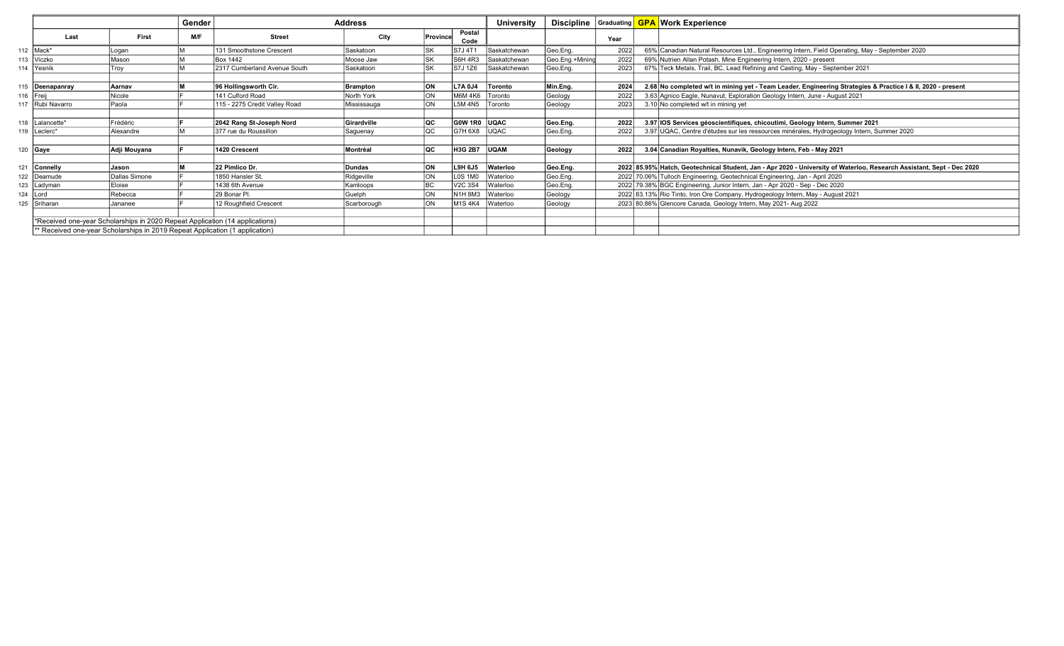| | | | Gender | Address | | | | | University | Discipline | Graduating | GPA | Work Experience |
|---|---|---|---|---|---|---|---|---|---|---|---|---|---|
| | Last | First | M/F | Street | City | Province | Postal Code | | | | Year | | |
| 112 | Mack* | Logan | M | 131 Smoothstone Crescent | Saskatoon | SK | S7J 4T1 | | Saskatchewan | Geo.Eng. | 2022 | 65% | Canadian Natural Resources Ltd., Engineering Intern, Field Operating, May - September 2020 |
| 113 | Viczko | Mason | M | Box 1442 | Moose Jaw | SK | S6H 4R3 | | Saskatchewan | Geo.Eng.+Mining | 2022 | 69% | Nutrien Allan Potash, Mine Engineering Intern, 2020 - present |
| 114 | Yesnik | Troy | M | 2317 Cumberland Avenue South | Saskatoon | SK | S7J 1Z6 | | Saskatchewan | Geo.Eng. | 2023 | 67% | Teck Metals, Trail, BC, Lead Refining and Casting, May - September 2021 |
| | | | | | | | | | | | | | |
| 115 | **Deenapanray** | **Aarnav** | **M** | **96 Hollingsworth Cir.** | **Brampton** | **ON** | **L7A 0J4** | | **Toronto** | **Min.Eng.** | **2024** | **2.68** | **No completed w/t in mining yet - Team Leader, Engineering Strategies & Practice I & II, 2020 - present** |
| 116 | Freij | Nicole | F | 141 Culford Road | North York | ON | M6M 4K6 | | Toronto | Geology | 2022 | 3.63 | Agnico Eagle, Nunavut, Exploration Geology Intern, June - August 2021 |
| 117 | Rubi Navarro | Paola | F | 115 - 2275 Credit Valley Road | Mississauga | ON | L5M 4N5 | | Toronto | Geology | 2023 | 3.10 | No completed w/t in mining yet |
| | | | | | | | | | | | | | |
| 118 | Lalancette* | Frédéric | **F** | **2042 Rang St-Joseph Nord** | **Girardville** | **QC** | **G0W 1R0** | | **UQAC** | **Geo.Eng.** | **2022** | **3.97** | **IOS Services géoscientifiques, chicoutimi, Geology Intern, Summer 2021** |
| 119 | Leclerc* | Alexandre | M | 377 rue du Roussillon | Saguenay | QC | G7H 6X8 | | UQAC | Geo.Eng. | 2022 | 3.97 | UQAC, Centre d'études sur les ressources minérales, Hydrogeology Intern, Summer 2020 |
| | | | | | | | | | | | | | |
| 120 | **Gaye** | **Adji Mouyana** | **F** | **1420 Crescent** | **Montréal** | **QC** | **H3G 2B7** | | **UQAM** | **Geology** | **2022** | **3.04** | **Canadian Royalties, Nunavik, Geology Intern, Feb - May 2021** |
| | | | | | | | | | | | | | |
| 121 | **Connelly** | **Jason** | **M** | **22 Pimlico Dr.** | **Dundas** | **ON** | **L9H 6J5** | | **Waterloo** | **Geo.Eng.** | **2022** | **85.95%** | **Hatch, Geotechnical Student, Jan - Apr 2020 - University of Waterloo, Research Assistant, Sept - Dec 2020** |
| 122 | Deamude | Dallas Simone | F | 1850 Hansler St. | Ridgeville | ON | L0S 1M0 | | Waterloo | Geo.Eng. | 2022 | 70.06% | Tulloch Engineering, Geotechnical Engineering, Jan - April 2020 |
| 123 | Ladyman | Eloise | F | 1438 6th Avenue | Kamloops | BC | V2C 3S4 | | Waterloo | Geo.Eng. | 2022 | 79.38% | BGC Engineering, Junior Intern, Jan - Apr 2020 - Sep - Dec 2020 |
| 124 | Lord | Rebecca | F | 29 Bonar Pl. | Guelph | ON | N1H 8M3 | | Waterloo | Geology | 2022 | 83.13% | Rio Tinto, Iron Ore Company, Hydrogeology Intern, May - August 2021 |
| 125 | Sriharan | Jananee | F | 12 Roughfield Crescent | Scarborough | ON | M1S 4K4 | | Waterloo | Geology | 2023 | 80.86% | Glencore Canada, Geology Intern, May 2021- Aug 2022 |

*Received one-year Scholarships in 2020 Repeat Application (14 applications)

** Received one-year Scholarships in 2019 Repeat Application (1 application)